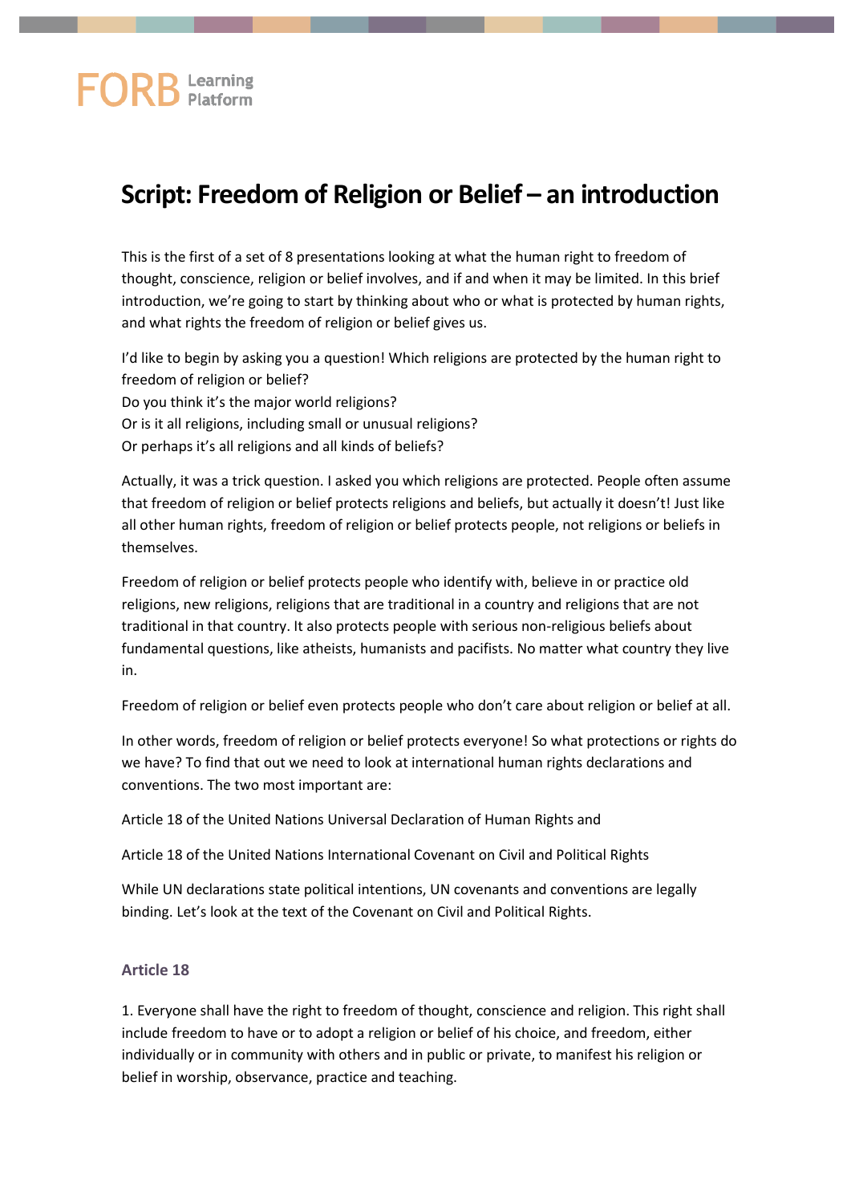FORB Learning Platform

# Script: Freedom of Religion or Belief – an introduction

This is the first of a set of 8 presentations looking at what the human right to freedom of thought, conscience, religion or belief involves, and if and when it may be limited. In this brief introduction, we're going to start by thinking about who or what is protected by human rights, and what rights the freedom of religion or belief gives us.

I'd like to begin by asking you a question! Which religions are protected by the human right to freedom of religion or belief?
Do you think it's the major world religions?
Or is it all religions, including small or unusual religions?
Or perhaps it's all religions and all kinds of beliefs?

Actually, it was a trick question. I asked you which religions are protected. People often assume that freedom of religion or belief protects religions and beliefs, but actually it doesn't! Just like all other human rights, freedom of religion or belief protects people, not religions or beliefs in themselves.

Freedom of religion or belief protects people who identify with, believe in or practice old religions, new religions, religions that are traditional in a country and religions that are not traditional in that country. It also protects people with serious non-religious beliefs about fundamental questions, like atheists, humanists and pacifists. No matter what country they live in.

Freedom of religion or belief even protects people who don't care about religion or belief at all.

In other words, freedom of religion or belief protects everyone! So what protections or rights do we have? To find that out we need to look at international human rights declarations and conventions. The two most important are:

Article 18 of the United Nations Universal Declaration of Human Rights and

Article 18 of the United Nations International Covenant on Civil and Political Rights

While UN declarations state political intentions, UN covenants and conventions are legally binding. Let's look at the text of the Covenant on Civil and Political Rights.

### Article 18

1. Everyone shall have the right to freedom of thought, conscience and religion. This right shall include freedom to have or to adopt a religion or belief of his choice, and freedom, either individually or in community with others and in public or private, to manifest his religion or belief in worship, observance, practice and teaching.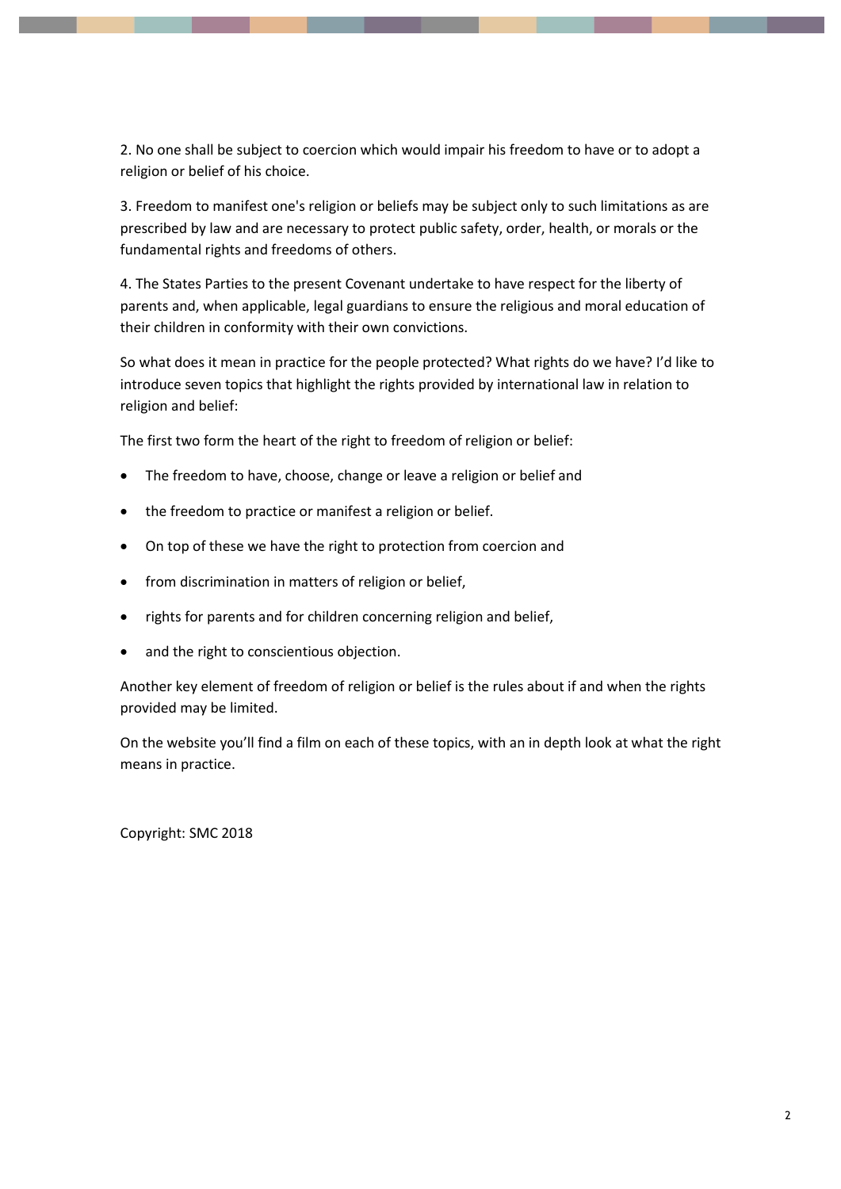2. No one shall be subject to coercion which would impair his freedom to have or to adopt a religion or belief of his choice.

3. Freedom to manifest one's religion or beliefs may be subject only to such limitations as are prescribed by law and are necessary to protect public safety, order, health, or morals or the fundamental rights and freedoms of others.

4. The States Parties to the present Covenant undertake to have respect for the liberty of parents and, when applicable, legal guardians to ensure the religious and moral education of their children in conformity with their own convictions.

So what does it mean in practice for the people protected? What rights do we have? I'd like to introduce seven topics that highlight the rights provided by international law in relation to religion and belief:

The first two form the heart of the right to freedom of religion or belief:

- The freedom to have, choose, change or leave a religion or belief and
- the freedom to practice or manifest a religion or belief.
- On top of these we have the right to protection from coercion and
- from discrimination in matters of religion or belief,
- rights for parents and for children concerning religion and belief,
- and the right to conscientious objection.

Another key element of freedom of religion or belief is the rules about if and when the rights provided may be limited.

On the website you'll find a film on each of these topics, with an in depth look at what the right means in practice.

Copyright: SMC 2018